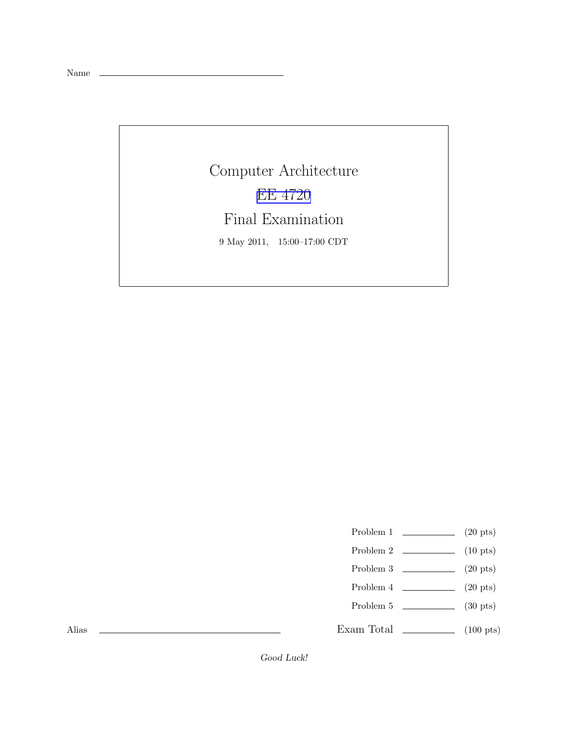Name \_\_\_\_\_\_\_\_\_\_\_\_\_\_\_\_\_\_\_\_\_\_\_\_\_\_\_\_\_\_\_\_\_\_

# Computer Architecture

## EE 4720

## Final Examination

9 May 2011, 15:00–17:00 CDT

| | | |
|---|---|---|
| Problem 1 | \_\_\_\_\_\_\_\_\_\_ | (20 pts) |
| Problem 2 | \_\_\_\_\_\_\_\_\_\_ | (10 pts) |
| Problem 3 | \_\_\_\_\_\_\_\_\_\_ | (20 pts) |
| Problem 4 | \_\_\_\_\_\_\_\_\_\_ | (20 pts) |
| Problem 5 | \_\_\_\_\_\_\_\_\_\_ | (30 pts) |
| Exam Total | \_\_\_\_\_\_\_\_\_\_ | (100 pts) |

Alias \_\_\_\_\_\_\_\_\_\_\_\_\_\_\_\_\_\_\_\_\_\_\_\_\_\_\_\_\_\_\_\_\_\_

*Good Luck!*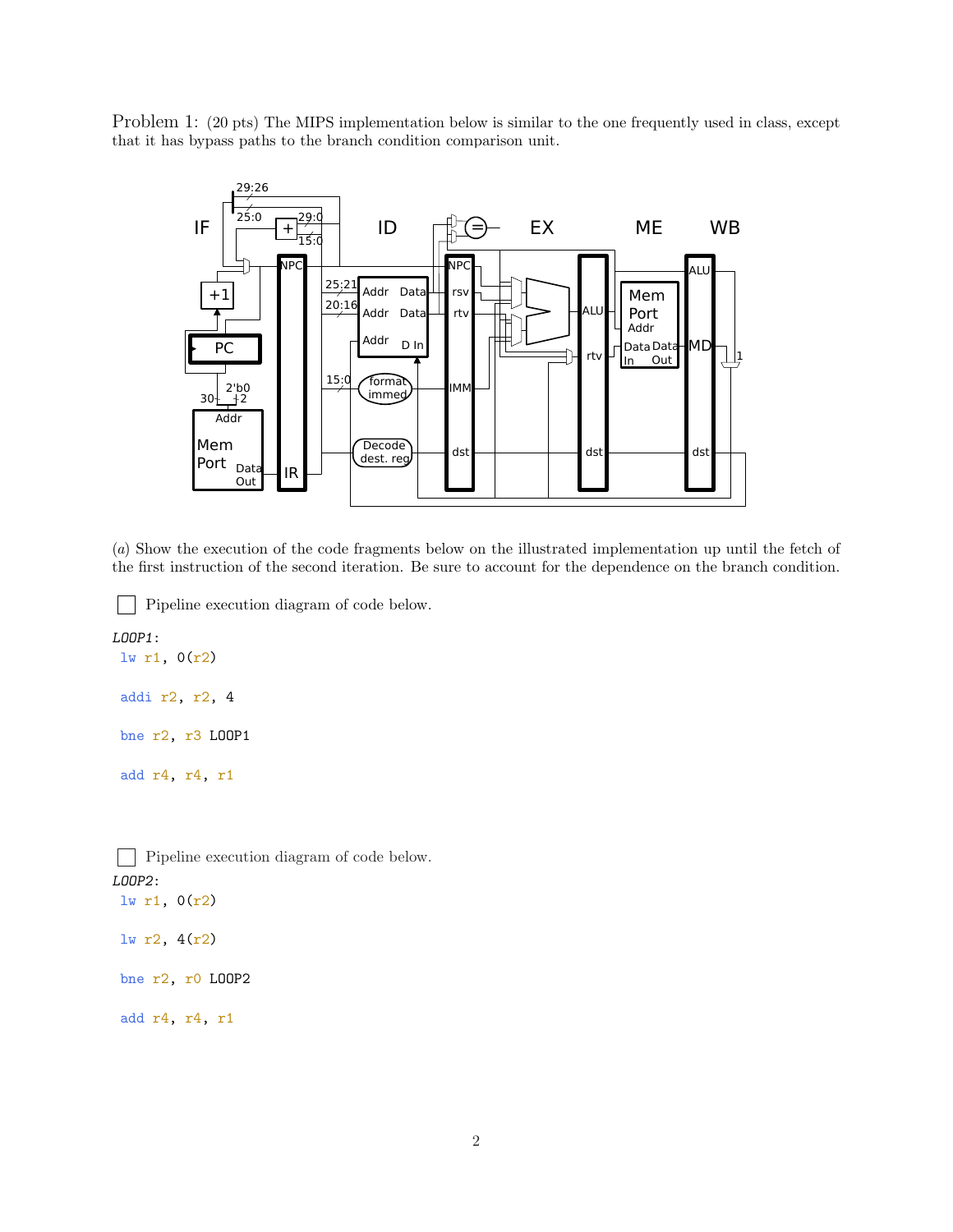Problem 1: (20 pts) The MIPS implementation below is similar to the one frequently used in class, except that it has bypass paths to the branch condition comparison unit.

(*a*) Show the execution of the code fragments below on the illustrated implementation up until the fetch of the first instruction of the second iteration. Be sure to account for the dependence on the branch condition.

☐ Pipeline execution diagram of code below.

```
LOOP1:
 lw r1, 0(r2)

 addi r2, r2, 4

 bne r2, r3 LOOP1

 add r4, r4, r1
```

☐ Pipeline execution diagram of code below.

```
LOOP2:
 lw r1, 0(r2)

 lw r2, 4(r2)

 bne r2, r0 LOOP2

 add r4, r4, r1
```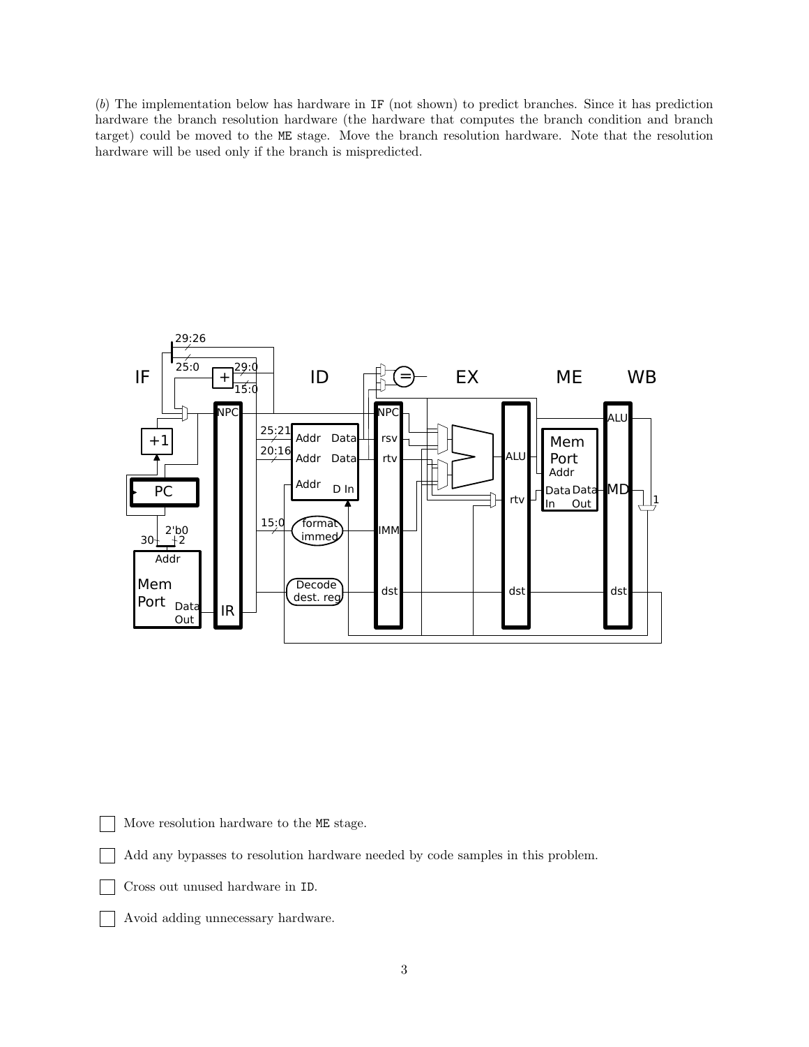(*b*) The implementation below has hardware in `IF` (not shown) to predict branches. Since it has prediction hardware the branch resolution hardware (the hardware that computes the branch condition and branch target) could be moved to the `ME` stage. Move the branch resolution hardware. Note that the resolution hardware will be used only if the branch is mispredicted.

- [ ] Move resolution hardware to the `ME` stage.
- [ ] Add any bypasses to resolution hardware needed by code samples in this problem.
- [ ] Cross out unused hardware in `ID`.
- [ ] Avoid adding unnecessary hardware.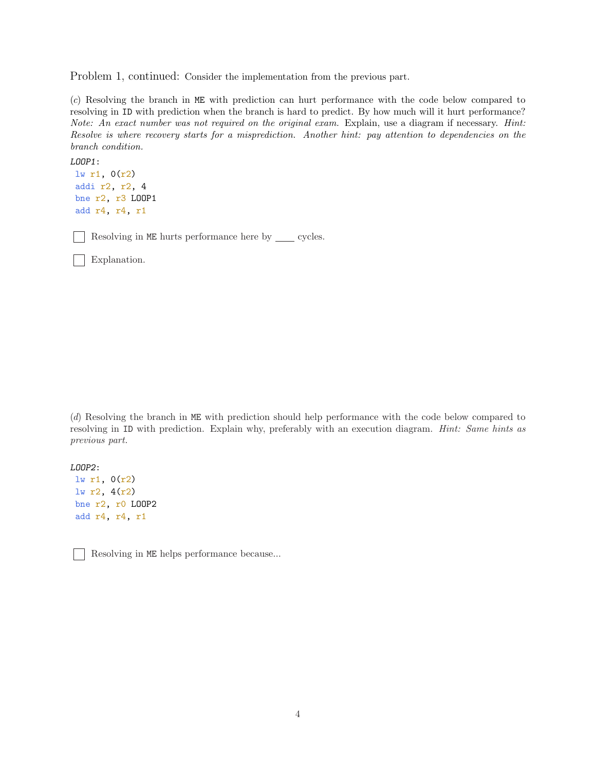Problem 1, continued: Consider the implementation from the previous part.

(*c*) Resolving the branch in `ME` with prediction can hurt performance with the code below compared to resolving in `ID` with prediction when the branch is hard to predict. By how much will it hurt performance? *Note: An exact number was not required on the original exam.* Explain, use a diagram if necessary. *Hint: Resolve is where recovery starts for a misprediction. Another hint: pay attention to dependencies on the branch condition.*

```
LOOP1:
 lw r1, 0(r2)
 addi r2, r2, 4
 bne r2, r3 LOOP1
 add r4, r4, r1
```

☐ Resolving in `ME` hurts performance here by ____ cycles.

☐ Explanation.

(*d*) Resolving the branch in `ME` with prediction should help performance with the code below compared to resolving in `ID` with prediction. Explain why, preferably with an execution diagram. *Hint: Same hints as previous part.*

```
LOOP2:
 lw r1, 0(r2)
 lw r2, 4(r2)
 bne r2, r0 LOOP2
 add r4, r4, r1
```

☐ Resolving in `ME` helps performance because...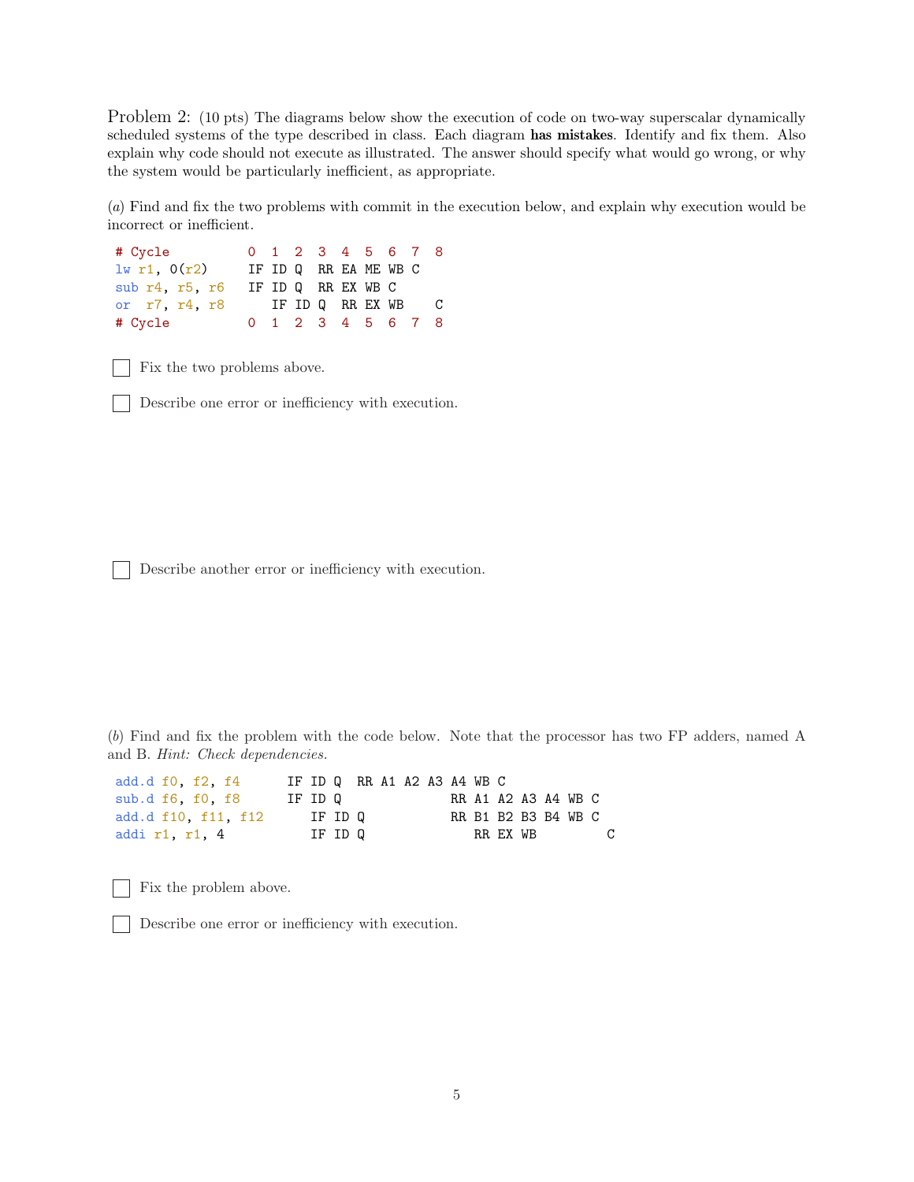Problem 2: (10 pts) The diagrams below show the execution of code on two-way superscalar dynamically scheduled systems of the type described in class. Each diagram **has mistakes**. Identify and fix them. Also explain why code should not execute as illustrated. The answer should specify what would go wrong, or why the system would be particularly inefficient, as appropriate.

(*a*) Find and fix the two problems with commit in the execution below, and explain why execution would be incorrect or inefficient.

```
# Cycle          0  1  2  3  4  5  6  7  8
lw r1, 0(r2)     IF ID Q  RR EA ME WB C
sub r4, r5, r6   IF ID Q  RR EX WB C
or  r7, r4, r8      IF ID Q  RR EX WB    C
# Cycle          0  1  2  3  4  5  6  7  8
```

☐ Fix the two problems above.

☐ Describe one error or inefficiency with execution.

☐ Describe another error or inefficiency with execution.

(*b*) Find and fix the problem with the code below. Note that the processor has two FP adders, named A and B. *Hint: Check dependencies.*

```
add.d f0, f2, f4      IF ID Q  RR A1 A2 A3 A4 WB C
sub.d f6, f0, f8      IF ID Q              RR A1 A2 A3 A4 WB C
add.d f10, f11, f12      IF ID Q           RR B1 B2 B3 B4 WB C
addi r1, r1, 4           IF ID Q              RR EX WB         C
```

☐ Fix the problem above.

☐ Describe one error or inefficiency with execution.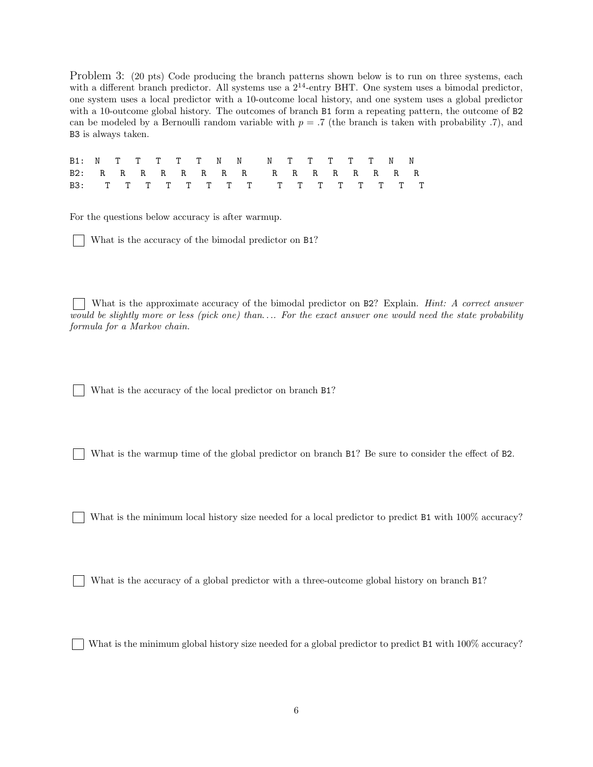Problem 3: (20 pts) Code producing the branch patterns shown below is to run on three systems, each with a different branch predictor. All systems use a $2^{14}$-entry BHT. One system uses a bimodal predictor, one system uses a local predictor with a 10-outcome local history, and one system uses a global predictor with a 10-outcome global history. The outcomes of branch B1 form a repeating pattern, the outcome of B2 can be modeled by a Bernoulli random variable with $p = .7$ (the branch is taken with probability .7), and B3 is always taken.

```
B1: N  T  T  T  T  T  N  N    N  T  T  T  T  T  N  N
B2:  R  R  R  R  R  R  R  R    R  R  R  R  R  R  R  R
B3:   T  T  T  T  T  T  T  T    T  T  T  T  T  T  T  T
```

For the questions below accuracy is after warmup.

☐ What is the accuracy of the bimodal predictor on B1?

☐ What is the approximate accuracy of the bimodal predictor on B2? Explain. *Hint: A correct answer would be slightly more or less (pick one) than.... For the exact answer one would need the state probability formula for a Markov chain.*

☐ What is the accuracy of the local predictor on branch B1?

☐ What is the warmup time of the global predictor on branch B1? Be sure to consider the effect of B2.

☐ What is the minimum local history size needed for a local predictor to predict B1 with 100% accuracy?

☐ What is the accuracy of a global predictor with a three-outcome global history on branch B1?

☐ What is the minimum global history size needed for a global predictor to predict B1 with 100% accuracy?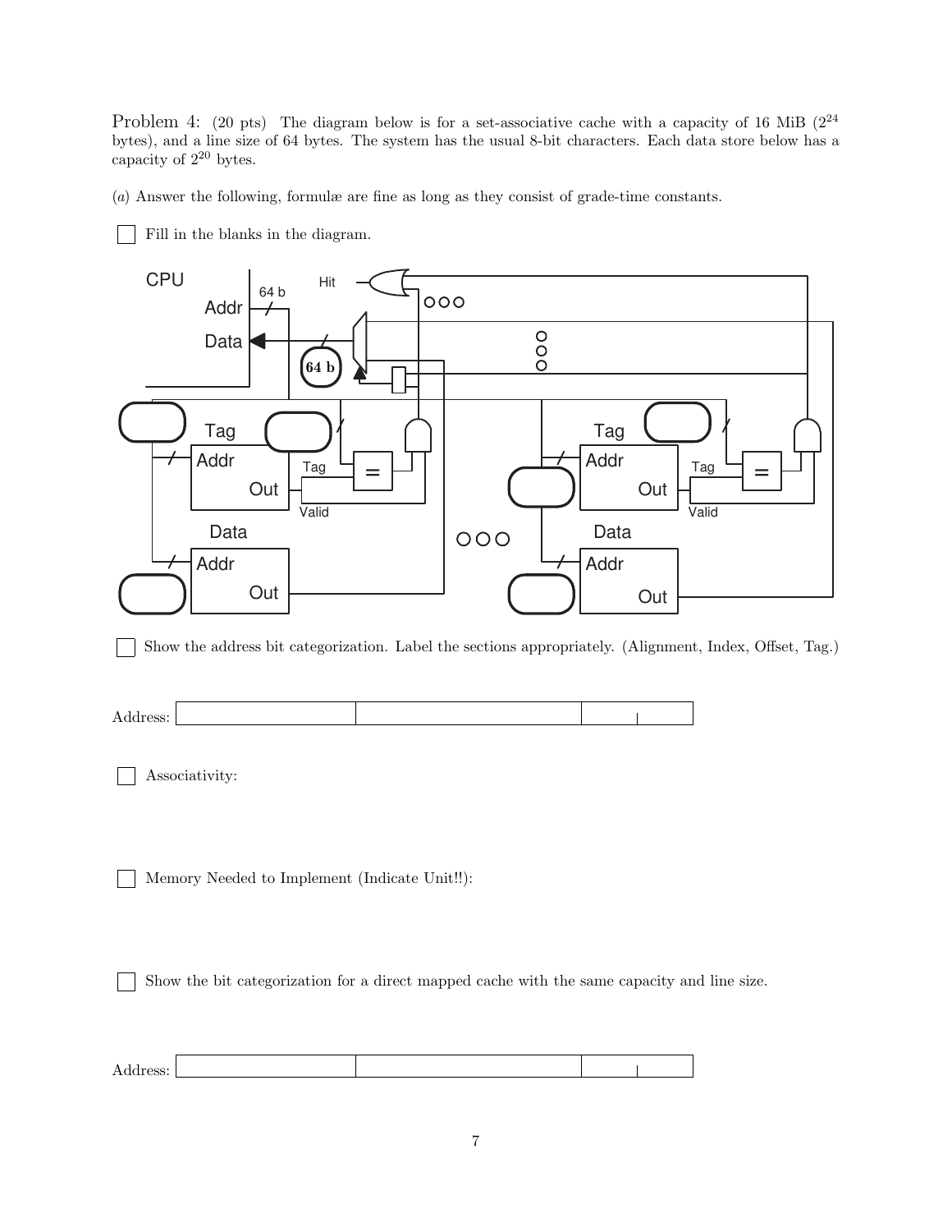Problem 4: (20 pts) The diagram below is for a set-associative cache with a capacity of 16 MiB ($2^{24}$ bytes), and a line size of 64 bytes. The system has the usual 8-bit characters. Each data store below has a capacity of $2^{20}$ bytes.

(*a*) Answer the following, formulæ are fine as long as they consist of grade-time constants.

☐ Fill in the blanks in the diagram.

☐ Show the address bit categorization. Label the sections appropriately. (Alignment, Index, Offset, Tag.)

Address:

☐ Associativity:

☐ Memory Needed to Implement (Indicate Unit!!):

☐ Show the bit categorization for a direct mapped cache with the same capacity and line size.

Address: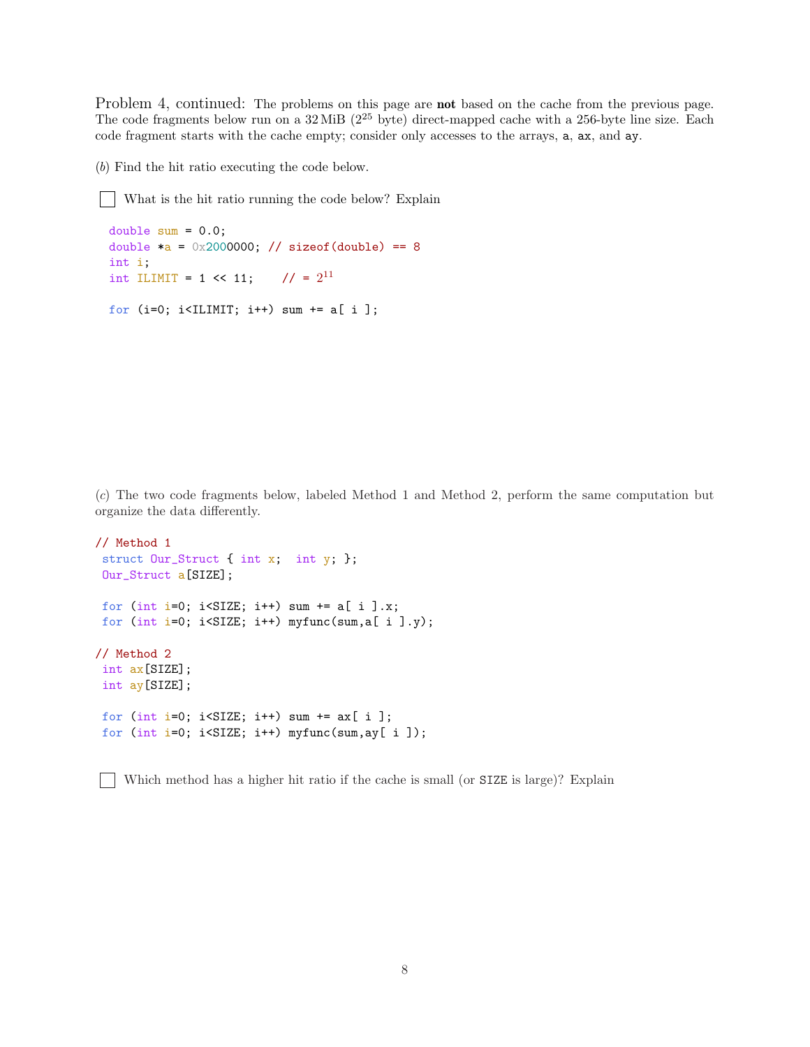Problem 4, continued: The problems on this page are **not** based on the cache from the previous page. The code fragments below run on a 32 MiB ($2^{25}$ byte) direct-mapped cache with a 256-byte line size. Each code fragment starts with the cache empty; consider only accesses to the arrays, `a`, `ax`, and `ay`.

(*b*) Find the hit ratio executing the code below.

☐ What is the hit ratio running the code below? Explain

```
double sum = 0.0;
double *a = 0x2000000; // sizeof(double) == 8
int i;
int ILIMIT = 1 << 11;    // = 2^11

for (i=0; i<ILIMIT; i++) sum += a[ i ];
```

(*c*) The two code fragments below, labeled Method 1 and Method 2, perform the same computation but organize the data differently.

```
// Method 1
 struct Our_Struct { int x;  int y; };
 Our_Struct a[SIZE];

 for (int i=0; i<SIZE; i++) sum += a[ i ].x;
 for (int i=0; i<SIZE; i++) myfunc(sum,a[ i ].y);

// Method 2
 int ax[SIZE];
 int ay[SIZE];

 for (int i=0; i<SIZE; i++) sum += ax[ i ];
 for (int i=0; i<SIZE; i++) myfunc(sum,ay[ i ]);
```

☐ Which method has a higher hit ratio if the cache is small (or `SIZE` is large)? Explain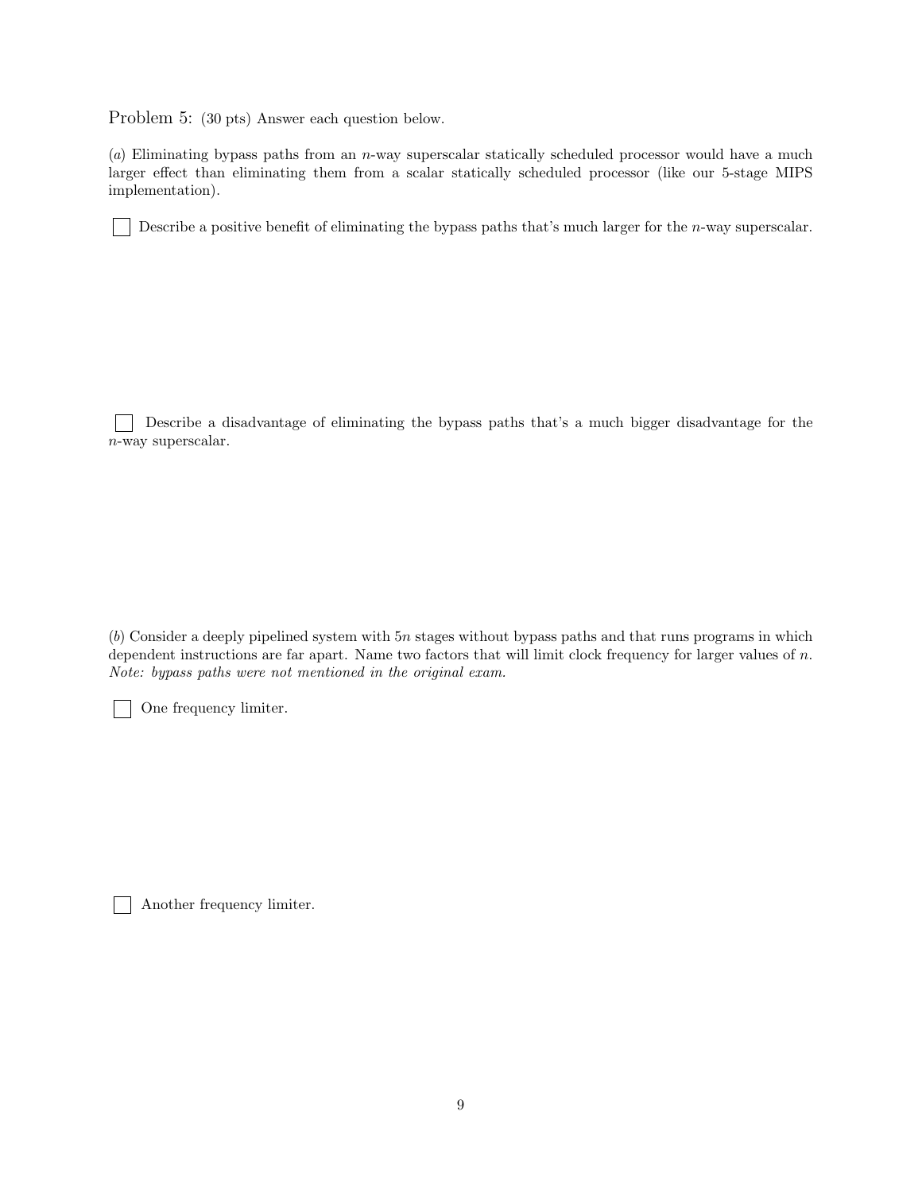Problem 5: (30 pts) Answer each question below.

(*a*) Eliminating bypass paths from an $n$-way superscalar statically scheduled processor would have a much larger effect than eliminating them from a scalar statically scheduled processor (like our 5-stage MIPS implementation).

☐ Describe a positive benefit of eliminating the bypass paths that's much larger for the $n$-way superscalar.

☐ Describe a disadvantage of eliminating the bypass paths that's a much bigger disadvantage for the $n$-way superscalar.

(*b*) Consider a deeply pipelined system with $5n$ stages without bypass paths and that runs programs in which dependent instructions are far apart. Name two factors that will limit clock frequency for larger values of $n$. *Note: bypass paths were not mentioned in the original exam.*

☐ One frequency limiter.

☐ Another frequency limiter.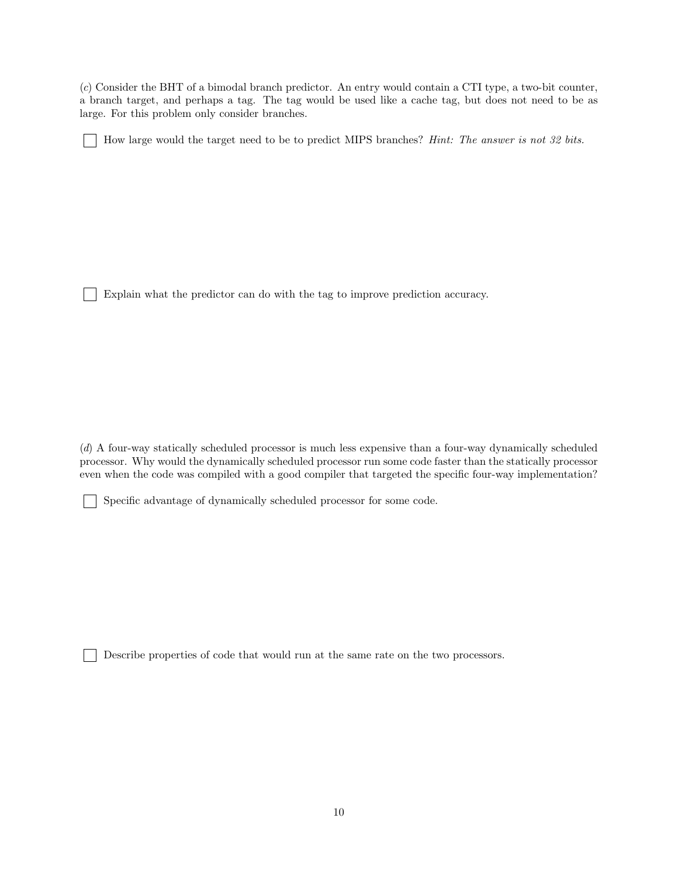(*c*) Consider the BHT of a bimodal branch predictor. An entry would contain a CTI type, a two-bit counter, a branch target, and perhaps a tag. The tag would be used like a cache tag, but does not need to be as large. For this problem only consider branches.

☐ How large would the target need to be to predict MIPS branches? *Hint: The answer is not 32 bits.*

☐ Explain what the predictor can do with the tag to improve prediction accuracy.

(*d*) A four-way statically scheduled processor is much less expensive than a four-way dynamically scheduled processor. Why would the dynamically scheduled processor run some code faster than the statically processor even when the code was compiled with a good compiler that targeted the specific four-way implementation?

☐ Specific advantage of dynamically scheduled processor for some code.

☐ Describe properties of code that would run at the same rate on the two processors.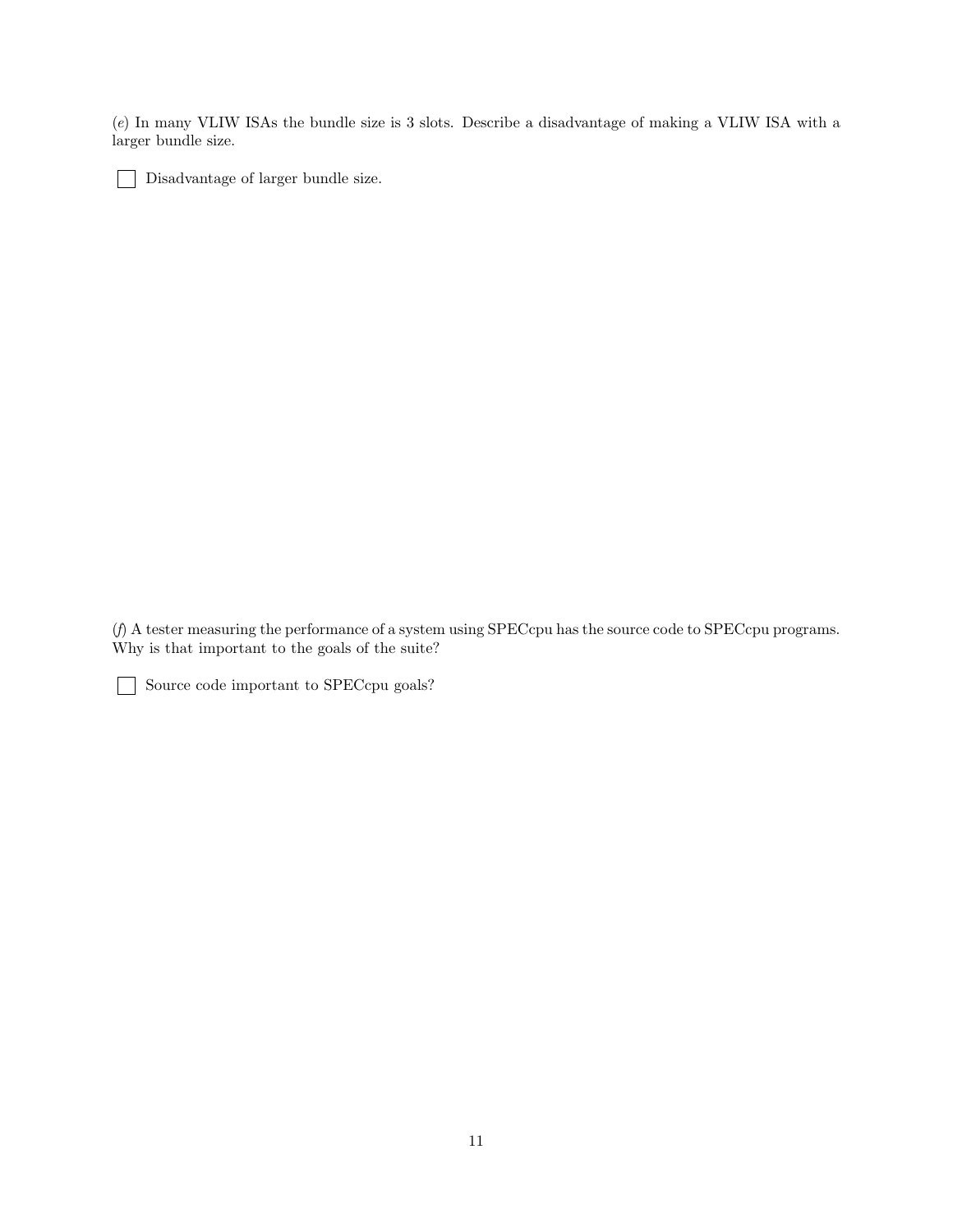(*e*) In many VLIW ISAs the bundle size is 3 slots. Describe a disadvantage of making a VLIW ISA with a larger bundle size.

☐ Disadvantage of larger bundle size.

(*f*) A tester measuring the performance of a system using SPECcpu has the source code to SPECcpu programs. Why is that important to the goals of the suite?

☐ Source code important to SPECcpu goals?